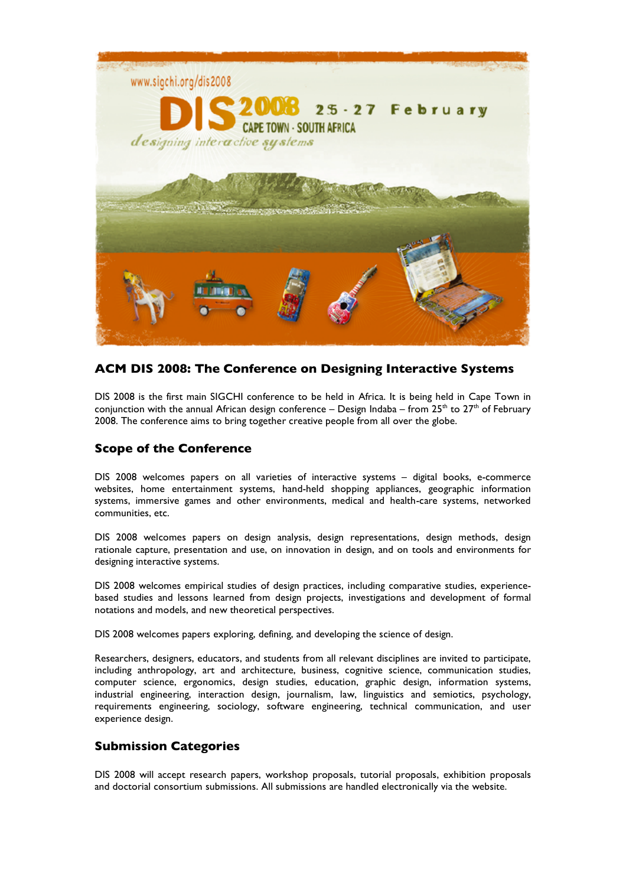www.sigchi.org/dis2008

DIS 2008 25 - 27 February

CAPE TOWN · SOUTH AFRICA

*designing interactive systems*

## ACM DIS 2008: The Conference on Designing Interactive Systems

DIS 2008 is the first main SIGCHI conference to be held in Africa. It is being held in Cape Town in conjunction with the annual African design conference – Design Indaba – from 25th to 27th of February 2008. The conference aims to bring together creative people from all over the globe.

### Scope of the Conference

DIS 2008 welcomes papers on all varieties of interactive systems – digital books, e-commerce websites, home entertainment systems, hand-held shopping appliances, geographic information systems, immersive games and other environments, medical and health-care systems, networked communities, etc.

DIS 2008 welcomes papers on design analysis, design representations, design methods, design rationale capture, presentation and use, on innovation in design, and on tools and environments for designing interactive systems.

DIS 2008 welcomes empirical studies of design practices, including comparative studies, experience-based studies and lessons learned from design projects, investigations and development of formal notations and models, and new theoretical perspectives.

DIS 2008 welcomes papers exploring, defining, and developing the science of design.

Researchers, designers, educators, and students from all relevant disciplines are invited to participate, including anthropology, art and architecture, business, cognitive science, communication studies, computer science, ergonomics, design studies, education, graphic design, information systems, industrial engineering, interaction design, journalism, law, linguistics and semiotics, psychology, requirements engineering, sociology, software engineering, technical communication, and user experience design.

### Submission Categories

DIS 2008 will accept research papers, workshop proposals, tutorial proposals, exhibition proposals and doctorial consortium submissions. All submissions are handled electronically via the website.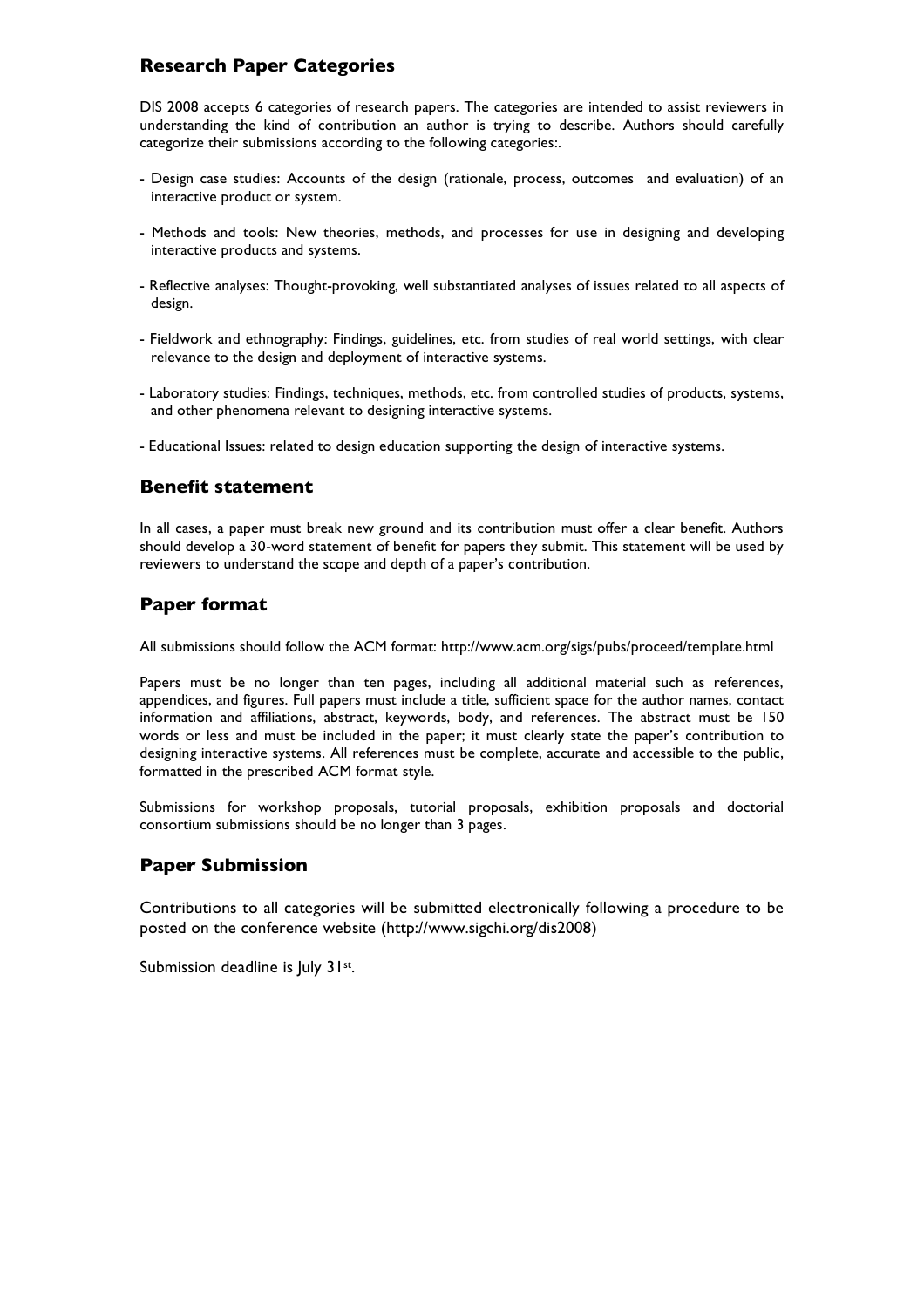## Research Paper Categories

DIS 2008 accepts 6 categories of research papers. The categories are intended to assist reviewers in understanding the kind of contribution an author is trying to describe. Authors should carefully categorize their submissions according to the following categories:.

- Design case studies: Accounts of the design (rationale, process, outcomes and evaluation) of an interactive product or system.
- Methods and tools: New theories, methods, and processes for use in designing and developing interactive products and systems.
- Reflective analyses: Thought-provoking, well substantiated analyses of issues related to all aspects of design.
- Fieldwork and ethnography: Findings, guidelines, etc. from studies of real world settings, with clear relevance to the design and deployment of interactive systems.
- Laboratory studies: Findings, techniques, methods, etc. from controlled studies of products, systems, and other phenomena relevant to designing interactive systems.
- Educational Issues: related to design education supporting the design of interactive systems.

## Benefit statement

In all cases, a paper must break new ground and its contribution must offer a clear benefit. Authors should develop a 30-word statement of benefit for papers they submit. This statement will be used by reviewers to understand the scope and depth of a paper's contribution.

## Paper format

All submissions should follow the ACM format: http://www.acm.org/sigs/pubs/proceed/template.html

Papers must be no longer than ten pages, including all additional material such as references, appendices, and figures. Full papers must include a title, sufficient space for the author names, contact information and affiliations, abstract, keywords, body, and references. The abstract must be 150 words or less and must be included in the paper; it must clearly state the paper's contribution to designing interactive systems. All references must be complete, accurate and accessible to the public, formatted in the prescribed ACM format style.

Submissions for workshop proposals, tutorial proposals, exhibition proposals and doctorial consortium submissions should be no longer than 3 pages.

## Paper Submission

Contributions to all categories will be submitted electronically following a procedure to be posted on the conference website (http://www.sigchi.org/dis2008)

Submission deadline is July 31st.